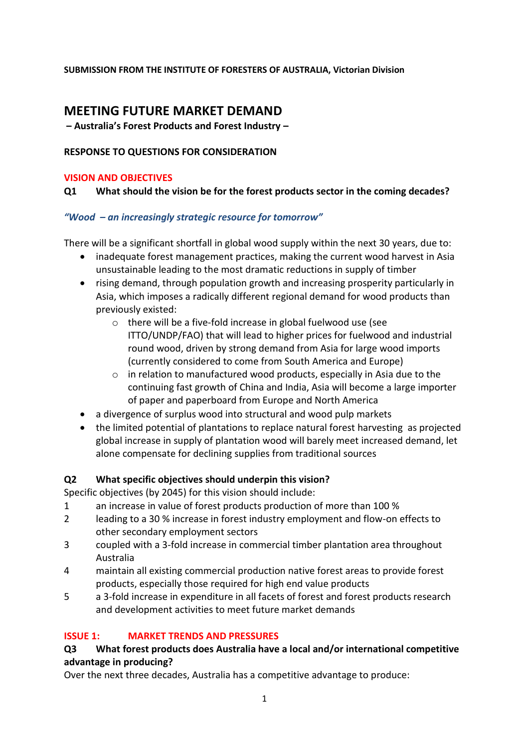**SUBMISSION FROM THE INSTITUTE OF FORESTERS OF AUSTRALIA, Victorian Division**

# MEETING FUTURE MARKET DEMAND

**– Australia's Forest Products and Forest Industry –**

**RESPONSE TO QUESTIONS FOR CONSIDERATION**

## VISION AND OBJECTIVES

### Q1 What should the vision be for the forest products sector in the coming decades?

***"Wood – an increasingly strategic resource for tomorrow"***

There will be a significant shortfall in global wood supply within the next 30 years, due to:

- inadequate forest management practices, making the current wood harvest in Asia unsustainable leading to the most dramatic reductions in supply of timber
- rising demand, through population growth and increasing prosperity particularly in Asia, which imposes a radically different regional demand for wood products than previously existed:
  - there will be a five-fold increase in global fuelwood use (see ITTO/UNDP/FAO) that will lead to higher prices for fuelwood and industrial round wood, driven by strong demand from Asia for large wood imports (currently considered to come from South America and Europe)
  - in relation to manufactured wood products, especially in Asia due to the continuing fast growth of China and India, Asia will become a large importer of paper and paperboard from Europe and North America
- a divergence of surplus wood into structural and wood pulp markets
- the limited potential of plantations to replace natural forest harvesting as projected global increase in supply of plantation wood will barely meet increased demand, let alone compensate for declining supplies from traditional sources

### Q2 What specific objectives should underpin this vision?

Specific objectives (by 2045) for this vision should include:

1. an increase in value of forest products production of more than 100 %
2. leading to a 30 % increase in forest industry employment and flow-on effects to other secondary employment sectors
3. coupled with a 3-fold increase in commercial timber plantation area throughout Australia
4. maintain all existing commercial production native forest areas to provide forest products, especially those required for high end value products
5. a 3-fold increase in expenditure in all facets of forest and forest products research and development activities to meet future market demands

## ISSUE 1: MARKET TRENDS AND PRESSURES

### Q3 What forest products does Australia have a local and/or international competitive advantage in producing?

Over the next three decades, Australia has a competitive advantage to produce: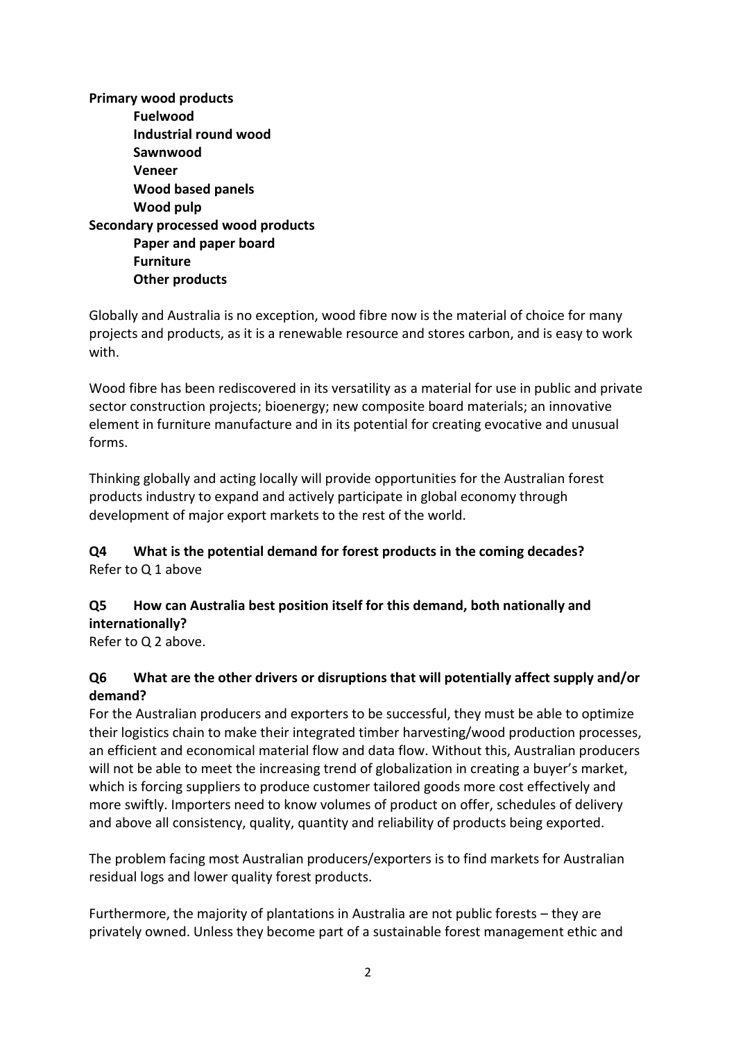**Primary wood products**

- **Fuelwood**
- **Industrial round wood**
- **Sawnwood**
- **Veneer**
- **Wood based panels**
- **Wood pulp**

**Secondary processed wood products**

- **Paper and paper board**
- **Furniture**
- **Other products**

Globally and Australia is no exception, wood fibre now is the material of choice for many projects and products, as it is a renewable resource and stores carbon, and is easy to work with.

Wood fibre has been rediscovered in its versatility as a material for use in public and private sector construction projects; bioenergy; new composite board materials; an innovative element in furniture manufacture and in its potential for creating evocative and unusual forms.

Thinking globally and acting locally will provide opportunities for the Australian forest products industry to expand and actively participate in global economy through development of major export markets to the rest of the world.

**Q4 What is the potential demand for forest products in the coming decades?**

Refer to Q 1 above

**Q5 How can Australia best position itself for this demand, both nationally and internationally?**

Refer to Q 2 above.

**Q6 What are the other drivers or disruptions that will potentially affect supply and/or demand?**

For the Australian producers and exporters to be successful, they must be able to optimize their logistics chain to make their integrated timber harvesting/wood production processes, an efficient and economical material flow and data flow. Without this, Australian producers will not be able to meet the increasing trend of globalization in creating a buyer's market, which is forcing suppliers to produce customer tailored goods more cost effectively and more swiftly. Importers need to know volumes of product on offer, schedules of delivery and above all consistency, quality, quantity and reliability of products being exported.

The problem facing most Australian producers/exporters is to find markets for Australian residual logs and lower quality forest products.

Furthermore, the majority of plantations in Australia are not public forests – they are privately owned. Unless they become part of a sustainable forest management ethic and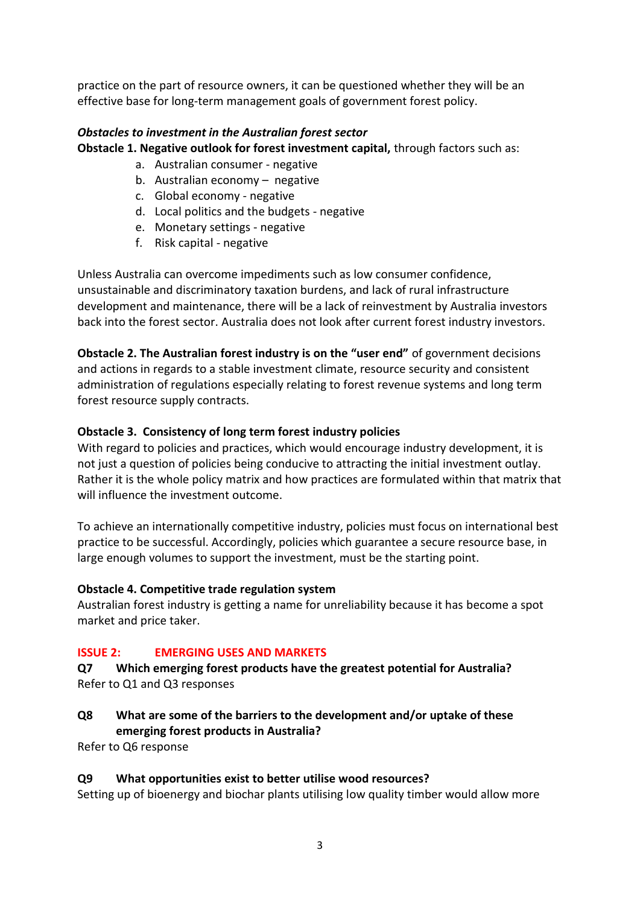practice on the part of resource owners, it can be questioned whether they will be an effective base for long-term management goals of government forest policy.

***Obstacles to investment in the Australian forest sector***

**Obstacle 1. Negative outlook for forest investment capital,** through factors such as:

a. Australian consumer - negative
b. Australian economy – negative
c. Global economy - negative
d. Local politics and the budgets - negative
e. Monetary settings - negative
f. Risk capital - negative

Unless Australia can overcome impediments such as low consumer confidence, unsustainable and discriminatory taxation burdens, and lack of rural infrastructure development and maintenance, there will be a lack of reinvestment by Australia investors back into the forest sector. Australia does not look after current forest industry investors.

**Obstacle 2. The Australian forest industry is on the "user end"** of government decisions and actions in regards to a stable investment climate, resource security and consistent administration of regulations especially relating to forest revenue systems and long term forest resource supply contracts.

**Obstacle 3. Consistency of long term forest industry policies**

With regard to policies and practices, which would encourage industry development, it is not just a question of policies being conducive to attracting the initial investment outlay. Rather it is the whole policy matrix and how practices are formulated within that matrix that will influence the investment outcome.

To achieve an internationally competitive industry, policies must focus on international best practice to be successful. Accordingly, policies which guarantee a secure resource base, in large enough volumes to support the investment, must be the starting point.

**Obstacle 4. Competitive trade regulation system**

Australian forest industry is getting a name for unreliability because it has become a spot market and price taker.

## ISSUE 2: EMERGING USES AND MARKETS

**Q7 Which emerging forest products have the greatest potential for Australia?**

Refer to Q1 and Q3 responses

**Q8 What are some of the barriers to the development and/or uptake of these emerging forest products in Australia?**

Refer to Q6 response

**Q9 What opportunities exist to better utilise wood resources?**

Setting up of bioenergy and biochar plants utilising low quality timber would allow more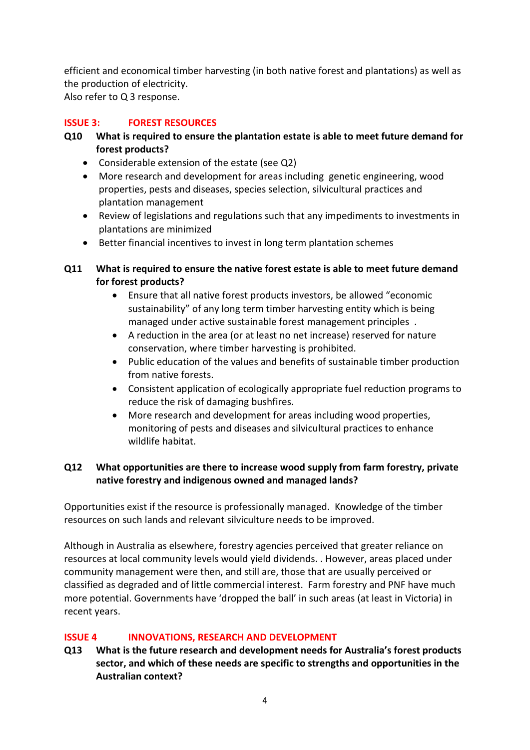efficient and economical timber harvesting (in both native forest and plantations) as well as the production of electricity.
Also refer to Q 3 response.

## ISSUE 3: FOREST RESOURCES

**Q10 What is required to ensure the plantation estate is able to meet future demand for forest products?**

- Considerable extension of the estate (see Q2)
- More research and development for areas including genetic engineering, wood properties, pests and diseases, species selection, silvicultural practices and plantation management
- Review of legislations and regulations such that any impediments to investments in plantations are minimized
- Better financial incentives to invest in long term plantation schemes

**Q11 What is required to ensure the native forest estate is able to meet future demand for forest products?**

- Ensure that all native forest products investors, be allowed "economic sustainability" of any long term timber harvesting entity which is being managed under active sustainable forest management principles .
- A reduction in the area (or at least no net increase) reserved for nature conservation, where timber harvesting is prohibited.
- Public education of the values and benefits of sustainable timber production from native forests.
- Consistent application of ecologically appropriate fuel reduction programs to reduce the risk of damaging bushfires.
- More research and development for areas including wood properties, monitoring of pests and diseases and silvicultural practices to enhance wildlife habitat.

**Q12 What opportunities are there to increase wood supply from farm forestry, private native forestry and indigenous owned and managed lands?**

Opportunities exist if the resource is professionally managed. Knowledge of the timber resources on such lands and relevant silviculture needs to be improved.

Although in Australia as elsewhere, forestry agencies perceived that greater reliance on resources at local community levels would yield dividends. . However, areas placed under community management were then, and still are, those that are usually perceived or classified as degraded and of little commercial interest. Farm forestry and PNF have much more potential. Governments have 'dropped the ball' in such areas (at least in Victoria) in recent years.

## ISSUE 4 INNOVATIONS, RESEARCH AND DEVELOPMENT

**Q13 What is the future research and development needs for Australia's forest products sector, and which of these needs are specific to strengths and opportunities in the Australian context?**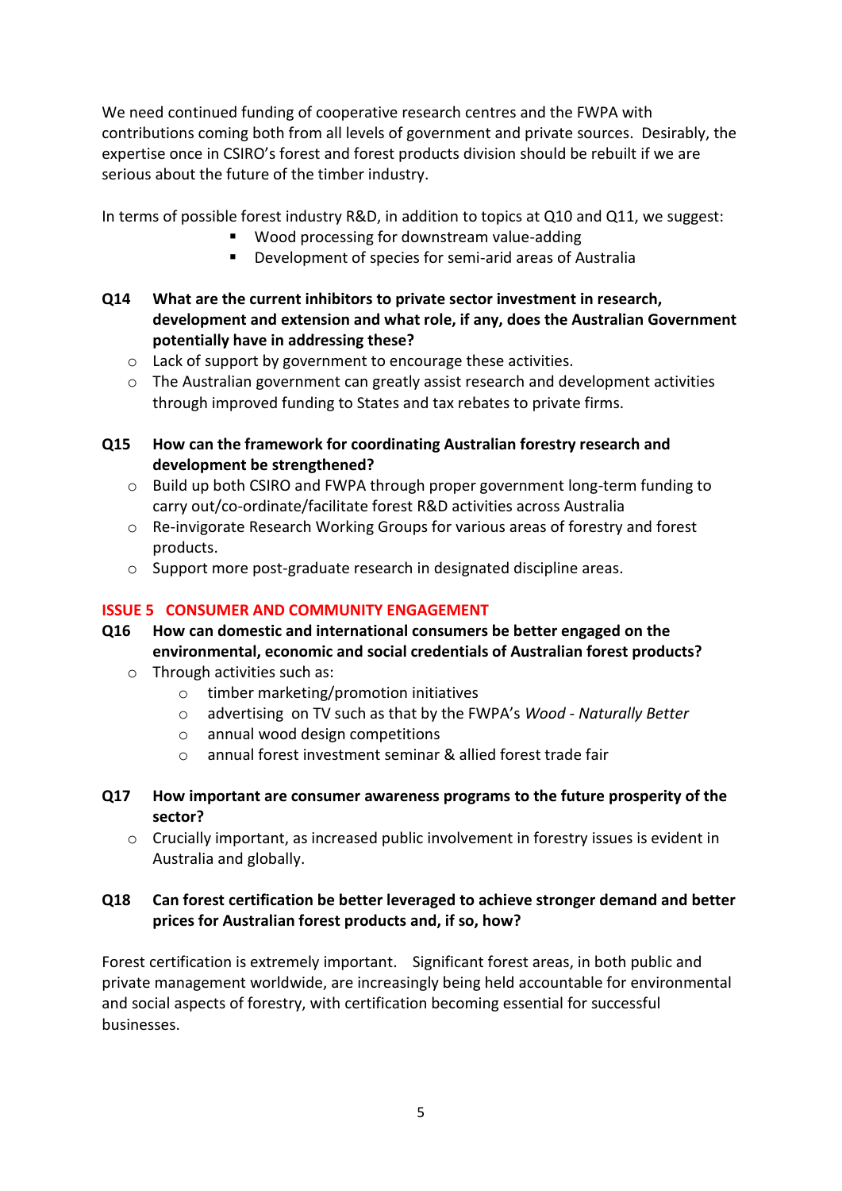We need continued funding of cooperative research centres and the FWPA with contributions coming both from all levels of government and private sources. Desirably, the expertise once in CSIRO's forest and forest products division should be rebuilt if we are serious about the future of the timber industry.

In terms of possible forest industry R&D, in addition to topics at Q10 and Q11, we suggest:

- Wood processing for downstream value-adding
- Development of species for semi-arid areas of Australia

**Q14 What are the current inhibitors to private sector investment in research, development and extension and what role, if any, does the Australian Government potentially have in addressing these?**

- Lack of support by government to encourage these activities.
- The Australian government can greatly assist research and development activities through improved funding to States and tax rebates to private firms.

**Q15 How can the framework for coordinating Australian forestry research and development be strengthened?**

- Build up both CSIRO and FWPA through proper government long-term funding to carry out/co-ordinate/facilitate forest R&D activities across Australia
- Re-invigorate Research Working Groups for various areas of forestry and forest products.
- Support more post-graduate research in designated discipline areas.

## ISSUE 5 CONSUMER AND COMMUNITY ENGAGEMENT

**Q16 How can domestic and international consumers be better engaged on the environmental, economic and social credentials of Australian forest products?**

- Through activities such as:
  - timber marketing/promotion initiatives
  - advertising on TV such as that by the FWPA's *Wood - Naturally Better*
  - annual wood design competitions
  - annual forest investment seminar & allied forest trade fair

**Q17 How important are consumer awareness programs to the future prosperity of the sector?**

- Crucially important, as increased public involvement in forestry issues is evident in Australia and globally.

**Q18 Can forest certification be better leveraged to achieve stronger demand and better prices for Australian forest products and, if so, how?**

Forest certification is extremely important. Significant forest areas, in both public and private management worldwide, are increasingly being held accountable for environmental and social aspects of forestry, with certification becoming essential for successful businesses.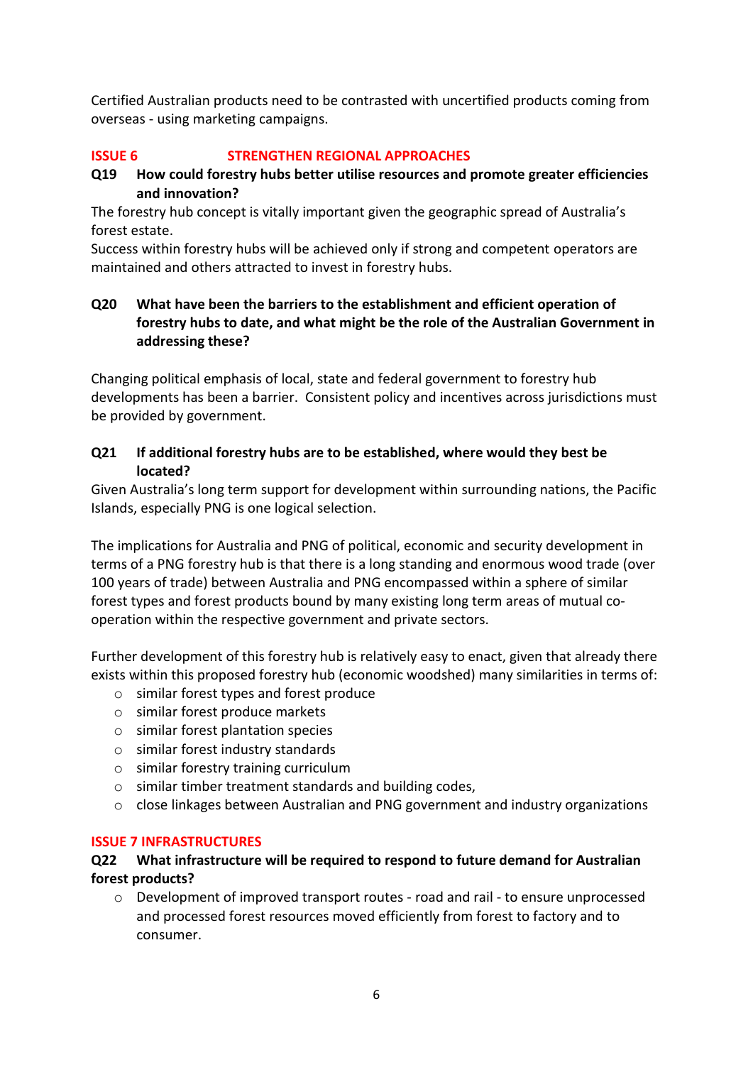Certified Australian products need to be contrasted with uncertified products coming from overseas - using marketing campaigns.

## ISSUE 6 STRENGTHEN REGIONAL APPROACHES

**Q19 How could forestry hubs better utilise resources and promote greater efficiencies and innovation?**

The forestry hub concept is vitally important given the geographic spread of Australia's forest estate.

Success within forestry hubs will be achieved only if strong and competent operators are maintained and others attracted to invest in forestry hubs.

**Q20 What have been the barriers to the establishment and efficient operation of forestry hubs to date, and what might be the role of the Australian Government in addressing these?**

Changing political emphasis of local, state and federal government to forestry hub developments has been a barrier. Consistent policy and incentives across jurisdictions must be provided by government.

**Q21 If additional forestry hubs are to be established, where would they best be located?**

Given Australia's long term support for development within surrounding nations, the Pacific Islands, especially PNG is one logical selection.

The implications for Australia and PNG of political, economic and security development in terms of a PNG forestry hub is that there is a long standing and enormous wood trade (over 100 years of trade) between Australia and PNG encompassed within a sphere of similar forest types and forest products bound by many existing long term areas of mutual co-operation within the respective government and private sectors.

Further development of this forestry hub is relatively easy to enact, given that already there exists within this proposed forestry hub (economic woodshed) many similarities in terms of:

- similar forest types and forest produce
- similar forest produce markets
- similar forest plantation species
- similar forest industry standards
- similar forestry training curriculum
- similar timber treatment standards and building codes,
- close linkages between Australian and PNG government and industry organizations

## ISSUE 7 INFRASTRUCTURES

**Q22 What infrastructure will be required to respond to future demand for Australian forest products?**

- Development of improved transport routes - road and rail - to ensure unprocessed and processed forest resources moved efficiently from forest to factory and to consumer.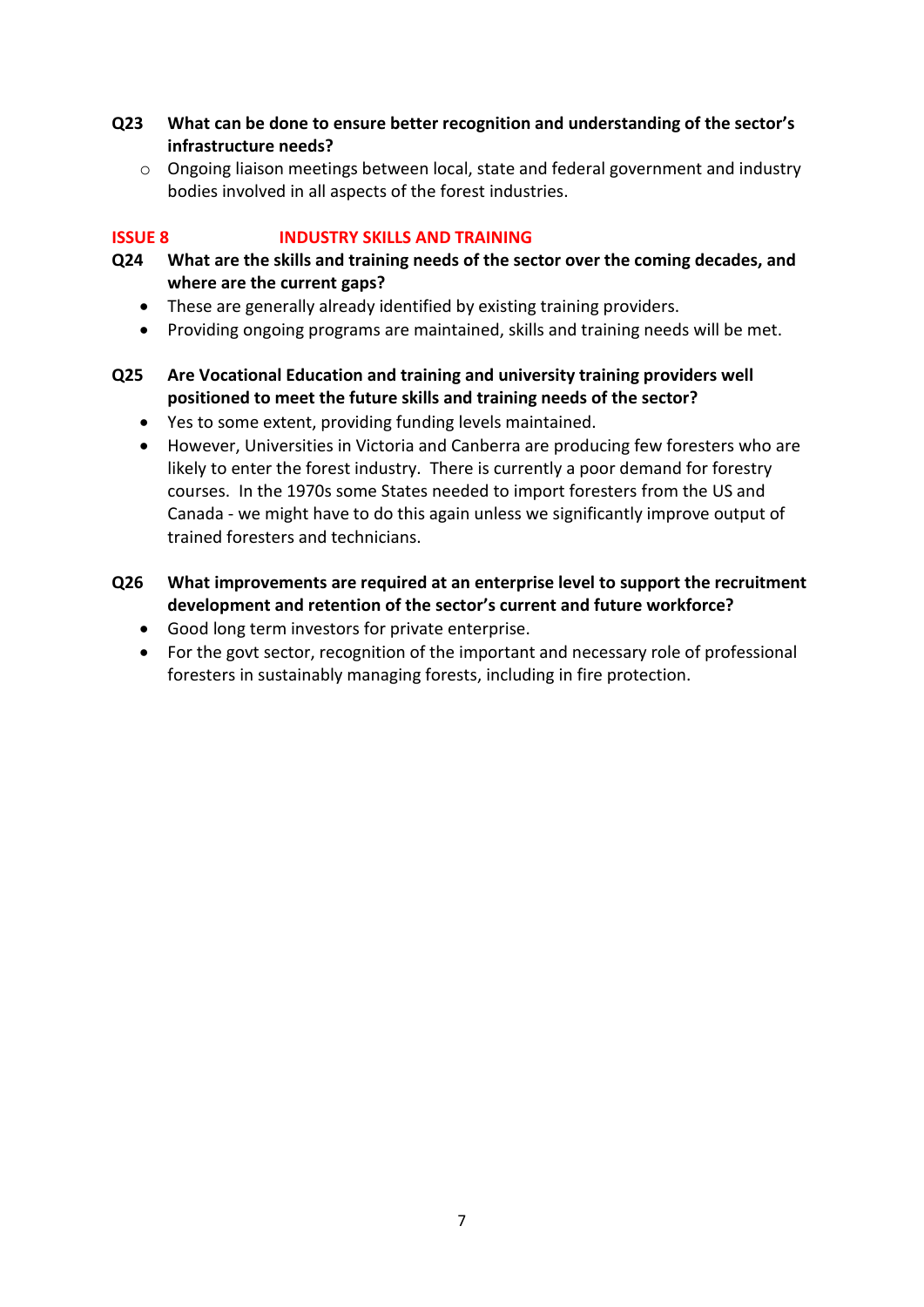**Q23 What can be done to ensure better recognition and understanding of the sector's infrastructure needs?**

- Ongoing liaison meetings between local, state and federal government and industry bodies involved in all aspects of the forest industries.

## ISSUE 8 INDUSTRY SKILLS AND TRAINING

**Q24 What are the skills and training needs of the sector over the coming decades, and where are the current gaps?**

- These are generally already identified by existing training providers.
- Providing ongoing programs are maintained, skills and training needs will be met.

**Q25 Are Vocational Education and training and university training providers well positioned to meet the future skills and training needs of the sector?**

- Yes to some extent, providing funding levels maintained.
- However, Universities in Victoria and Canberra are producing few foresters who are likely to enter the forest industry. There is currently a poor demand for forestry courses. In the 1970s some States needed to import foresters from the US and Canada - we might have to do this again unless we significantly improve output of trained foresters and technicians.

**Q26 What improvements are required at an enterprise level to support the recruitment development and retention of the sector's current and future workforce?**

- Good long term investors for private enterprise.
- For the govt sector, recognition of the important and necessary role of professional foresters in sustainably managing forests, including in fire protection.